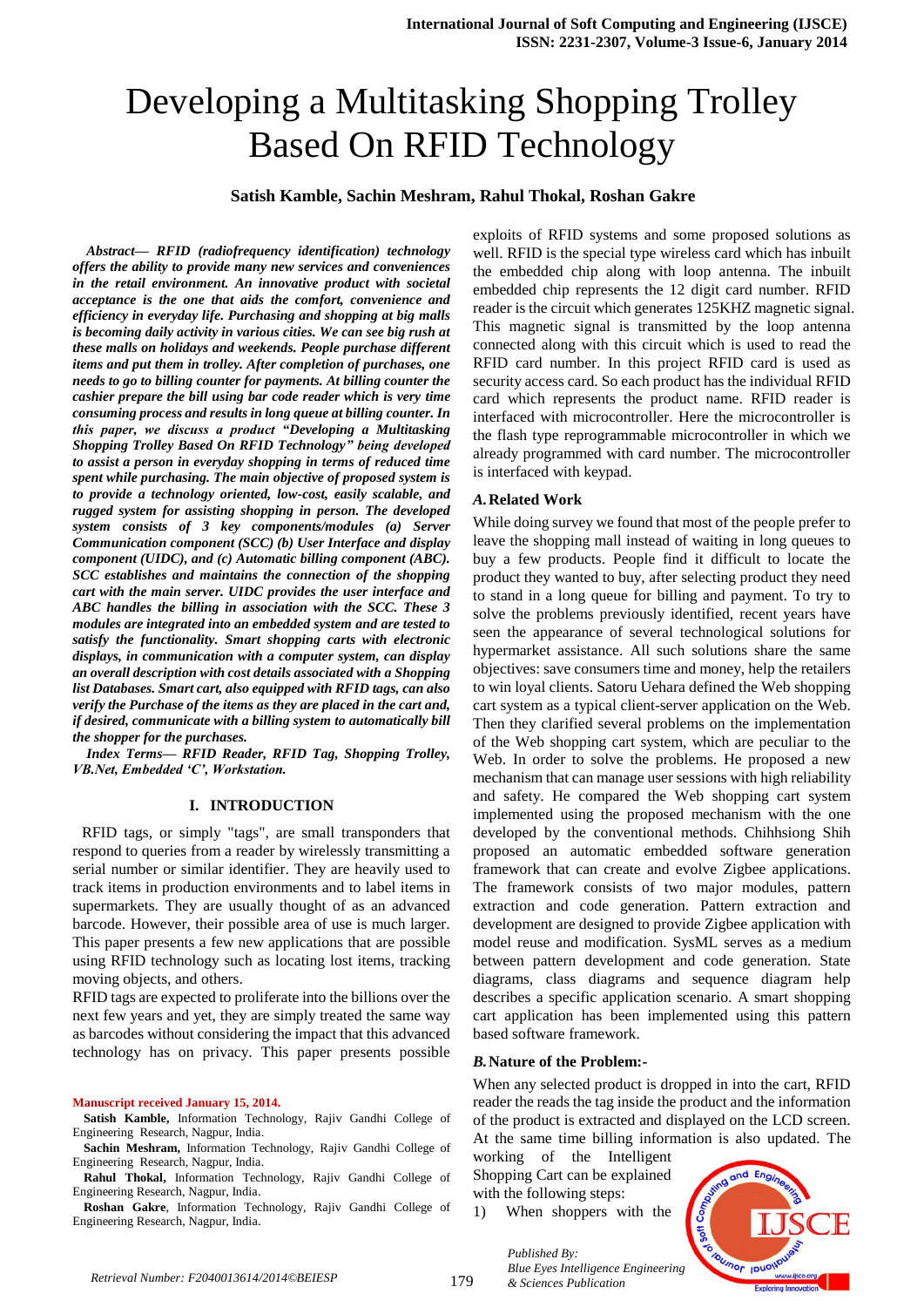# Developing a Multitasking Shopping Trolley Based On RFID Technology

**Satish Kamble, Sachin Meshram, Rahul Thokal, Roshan Gakre**

***Abstract*— *RFID (radiofrequency identification) technology offers the ability to provide many new services and conveniences in the retail environment. An innovative product with societal acceptance is the one that aids the comfort, convenience and efficiency in everyday life. Purchasing and shopping at big malls is becoming daily activity in various cities. We can see big rush at these malls on holidays and weekends. People purchase different items and put them in trolley. After completion of purchases, one needs to go to billing counter for payments. At billing counter the cashier prepare the bill using bar code reader which is very time consuming process and results in long queue at billing counter. In this paper, we discuss a product "Developing a Multitasking Shopping Trolley Based On RFID Technology" being developed to assist a person in everyday shopping in terms of reduced time spent while purchasing. The main objective of proposed system is to provide a technology oriented, low-cost, easily scalable, and rugged system for assisting shopping in person. The developed system consists of 3 key components/modules (a) Server Communication component (SCC) (b) User Interface and display component (UIDC), and (c) Automatic billing component (ABC). SCC establishes and maintains the connection of the shopping cart with the main server. UIDC provides the user interface and ABC handles the billing in association with the SCC. These 3 modules are integrated into an embedded system and are tested to satisfy the functionality. Smart shopping carts with electronic displays, in communication with a computer system, can display an overall description with cost details associated with a Shopping list Databases. Smart cart, also equipped with RFID tags, can also verify the Purchase of the items as they are placed in the cart and, if desired, communicate with a billing system to automatically bill the shopper for the purchases.***

***Index Terms*— *RFID Reader, RFID Tag, Shopping Trolley, VB.Net, Embedded 'C', Workstation.***

## I. INTRODUCTION

RFID tags, or simply "tags", are small transponders that respond to queries from a reader by wirelessly transmitting a serial number or similar identifier. They are heavily used to track items in production environments and to label items in supermarkets. They are usually thought of as an advanced barcode. However, their possible area of use is much larger. This paper presents a few new applications that are possible using RFID technology such as locating lost items, tracking moving objects, and others.

RFID tags are expected to proliferate into the billions over the next few years and yet, they are simply treated the same way as barcodes without considering the impact that this advanced technology has on privacy. This paper presents possible exploits of RFID systems and some proposed solutions as well. RFID is the special type wireless card which has inbuilt the embedded chip along with loop antenna. The inbuilt embedded chip represents the 12 digit card number. RFID reader is the circuit which generates 125KHZ magnetic signal. This magnetic signal is transmitted by the loop antenna connected along with this circuit which is used to read the RFID card number. In this project RFID card is used as security access card. So each product has the individual RFID card which represents the product name. RFID reader is interfaced with microcontroller. Here the microcontroller is the flash type reprogrammable microcontroller in which we already programmed with card number. The microcontroller is interfaced with keypad.

### *A.* Related Work

While doing survey we found that most of the people prefer to leave the shopping mall instead of waiting in long queues to buy a few products. People find it difficult to locate the product they wanted to buy, after selecting product they need to stand in a long queue for billing and payment. To try to solve the problems previously identified, recent years have seen the appearance of several technological solutions for hypermarket assistance. All such solutions share the same objectives: save consumers time and money, help the retailers to win loyal clients. Satoru Uehara defined the Web shopping cart system as a typical client-server application on the Web. Then they clarified several problems on the implementation of the Web shopping cart system, which are peculiar to the Web. In order to solve the problems. He proposed a new mechanism that can manage user sessions with high reliability and safety. He compared the Web shopping cart system implemented using the proposed mechanism with the one developed by the conventional methods. Chihhsiong Shih proposed an automatic embedded software generation framework that can create and evolve Zigbee applications. The framework consists of two major modules, pattern extraction and code generation. Pattern extraction and development are designed to provide Zigbee application with model reuse and modification. SysML serves as a medium between pattern development and code generation. State diagrams, class diagrams and sequence diagram help describes a specific application scenario. A smart shopping cart application has been implemented using this pattern based software framework.

### *B.* Nature of the Problem:-

When any selected product is dropped in into the cart, RFID reader the reads the tag inside the product and the information of the product is extracted and displayed on the LCD screen. At the same time billing information is also updated. The working of the Intelligent Shopping Cart can be explained with the following steps:

1) When shoppers with the

**Manuscript received January 15, 2014.**

**Satish Kamble,** Information Technology, Rajiv Gandhi College of Engineering Research, Nagpur, India.

**Sachin Meshram,** Information Technology, Rajiv Gandhi College of Engineering Research, Nagpur, India.

**Rahul Thokal,** Information Technology, Rajiv Gandhi College of Engineering Research, Nagpur, India.

**Roshan Gakre**, Information Technology, Rajiv Gandhi College of Engineering Research, Nagpur, India.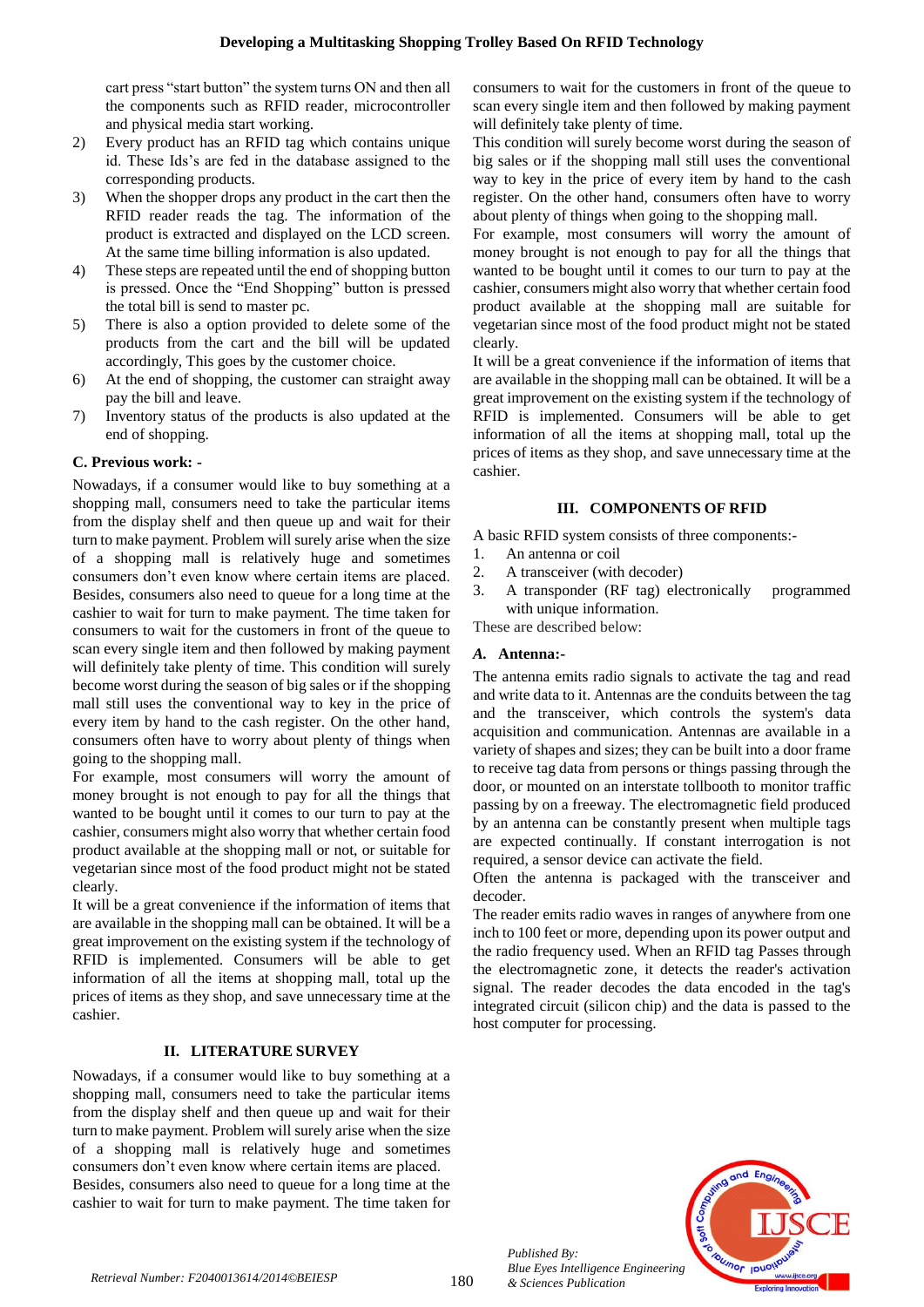cart press "start button" the system turns ON and then all the components such as RFID reader, microcontroller and physical media start working.

2) Every product has an RFID tag which contains unique id. These Ids's are fed in the database assigned to the corresponding products.
3) When the shopper drops any product in the cart then the RFID reader reads the tag. The information of the product is extracted and displayed on the LCD screen. At the same time billing information is also updated.
4) These steps are repeated until the end of shopping button is pressed. Once the "End Shopping" button is pressed the total bill is send to master pc.
5) There is also a option provided to delete some of the products from the cart and the bill will be updated accordingly, This goes by the customer choice.
6) At the end of shopping, the customer can straight away pay the bill and leave.
7) Inventory status of the products is also updated at the end of shopping.

### C. Previous work: -

Nowadays, if a consumer would like to buy something at a shopping mall, consumers need to take the particular items from the display shelf and then queue up and wait for their turn to make payment. Problem will surely arise when the size of a shopping mall is relatively huge and sometimes consumers don't even know where certain items are placed. Besides, consumers also need to queue for a long time at the cashier to wait for turn to make payment. The time taken for consumers to wait for the customers in front of the queue to scan every single item and then followed by making payment will definitely take plenty of time. This condition will surely become worst during the season of big sales or if the shopping mall still uses the conventional way to key in the price of every item by hand to the cash register. On the other hand, consumers often have to worry about plenty of things when going to the shopping mall.

For example, most consumers will worry the amount of money brought is not enough to pay for all the things that wanted to be bought until it comes to our turn to pay at the cashier, consumers might also worry that whether certain food product available at the shopping mall or not, or suitable for vegetarian since most of the food product might not be stated clearly.

It will be a great convenience if the information of items that are available in the shopping mall can be obtained. It will be a great improvement on the existing system if the technology of RFID is implemented. Consumers will be able to get information of all the items at shopping mall, total up the prices of items as they shop, and save unnecessary time at the cashier.

## II. LITERATURE SURVEY

Nowadays, if a consumer would like to buy something at a shopping mall, consumers need to take the particular items from the display shelf and then queue up and wait for their turn to make payment. Problem will surely arise when the size of a shopping mall is relatively huge and sometimes consumers don't even know where certain items are placed.

Besides, consumers also need to queue for a long time at the cashier to wait for turn to make payment. The time taken for consumers to wait for the customers in front of the queue to scan every single item and then followed by making payment will definitely take plenty of time.

This condition will surely become worst during the season of big sales or if the shopping mall still uses the conventional way to key in the price of every item by hand to the cash register. On the other hand, consumers often have to worry about plenty of things when going to the shopping mall.

For example, most consumers will worry the amount of money brought is not enough to pay for all the things that wanted to be bought until it comes to our turn to pay at the cashier, consumers might also worry that whether certain food product available at the shopping mall are suitable for vegetarian since most of the food product might not be stated clearly.

It will be a great convenience if the information of items that are available in the shopping mall can be obtained. It will be a great improvement on the existing system if the technology of RFID is implemented. Consumers will be able to get information of all the items at shopping mall, total up the prices of items as they shop, and save unnecessary time at the cashier.

## III. COMPONENTS OF RFID

A basic RFID system consists of three components:-

1. An antenna or coil
2. A transceiver (with decoder)
3. A transponder (RF tag) electronically programmed with unique information.

These are described below:

### *A.* Antenna:-

The antenna emits radio signals to activate the tag and read and write data to it. Antennas are the conduits between the tag and the transceiver, which controls the system's data acquisition and communication. Antennas are available in a variety of shapes and sizes; they can be built into a door frame to receive tag data from persons or things passing through the door, or mounted on an interstate tollbooth to monitor traffic passing by on a freeway. The electromagnetic field produced by an antenna can be constantly present when multiple tags are expected continually. If constant interrogation is not required, a sensor device can activate the field.

Often the antenna is packaged with the transceiver and decoder.

The reader emits radio waves in ranges of anywhere from one inch to 100 feet or more, depending upon its power output and the radio frequency used. When an RFID tag Passes through the electromagnetic zone, it detects the reader's activation signal. The reader decodes the data encoded in the tag's integrated circuit (silicon chip) and the data is passed to the host computer for processing.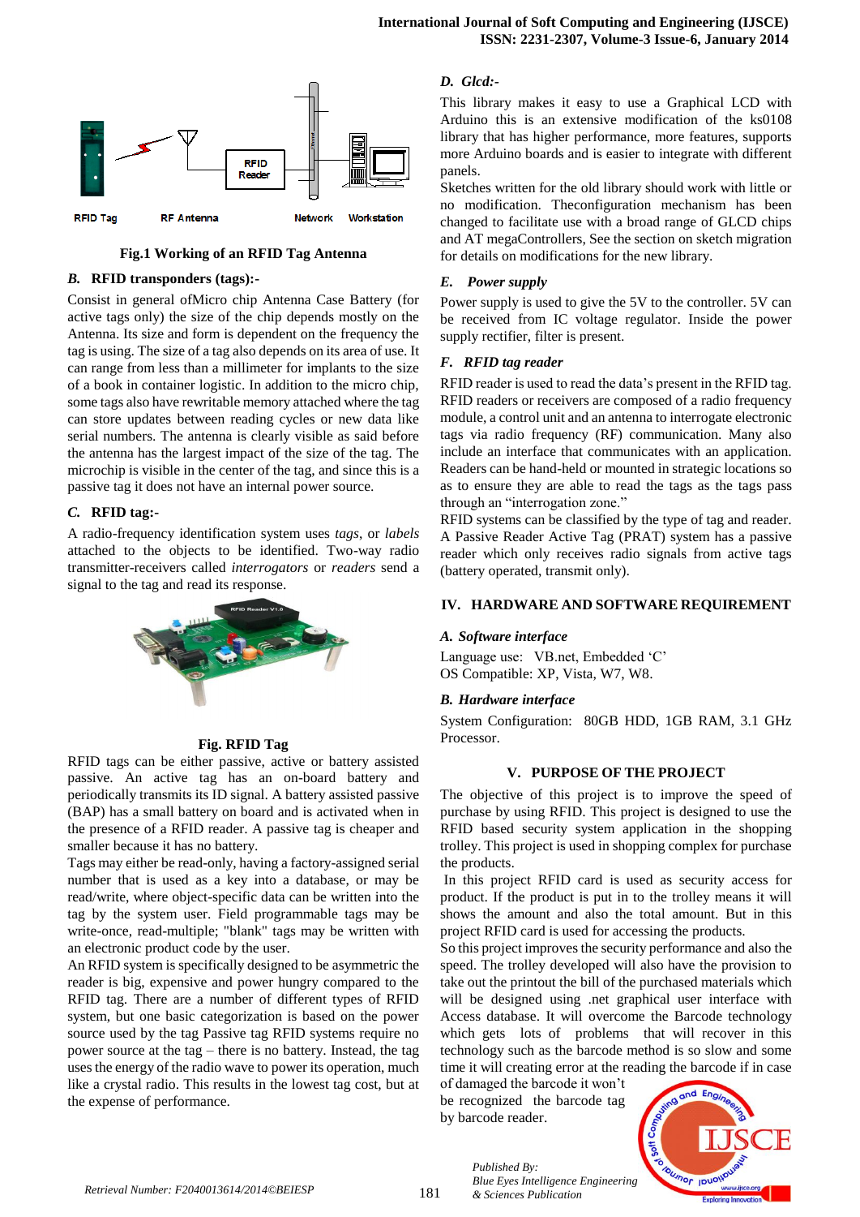Fig.1 Working of an RFID Tag Antenna

### B. RFID transponders (tags):-

Consist in general ofMicro chip Antenna Case Battery (for active tags only) the size of the chip depends mostly on the Antenna. Its size and form is dependent on the frequency the tag is using. The size of a tag also depends on its area of use. It can range from less than a millimeter for implants to the size of a book in container logistic. In addition to the micro chip, some tags also have rewritable memory attached where the tag can store updates between reading cycles or new data like serial numbers. The antenna is clearly visible as said before the antenna has the largest impact of the size of the tag. The microchip is visible in the center of the tag, and since this is a passive tag it does not have an internal power source.

### C. RFID tag:-

A radio-frequency identification system uses *tags*, or *labels* attached to the objects to be identified. Two-way radio transmitter-receivers called *interrogators* or *readers* send a signal to the tag and read its response.

Fig. RFID Tag

RFID tags can be either passive, active or battery assisted passive. An active tag has an on-board battery and periodically transmits its ID signal. A battery assisted passive (BAP) has a small battery on board and is activated when in the presence of a RFID reader. A passive tag is cheaper and smaller because it has no battery.

Tags may either be read-only, having a factory-assigned serial number that is used as a key into a database, or may be read/write, where object-specific data can be written into the tag by the system user. Field programmable tags may be write-once, read-multiple; "blank" tags may be written with an electronic product code by the user.

An RFID system is specifically designed to be asymmetric the reader is big, expensive and power hungry compared to the RFID tag. There are a number of different types of RFID system, but one basic categorization is based on the power source used by the tag Passive tag RFID systems require no power source at the tag – there is no battery. Instead, the tag uses the energy of the radio wave to power its operation, much like a crystal radio. This results in the lowest tag cost, but at the expense of performance.

### D. Glcd:-

This library makes it easy to use a Graphical LCD with Arduino this is an extensive modification of the ks0108 library that has higher performance, more features, supports more Arduino boards and is easier to integrate with different panels.

Sketches written for the old library should work with little or no modification. Theconfiguration mechanism has been changed to facilitate use with a broad range of GLCD chips and AT megaControllers, See the section on sketch migration for details on modifications for the new library.

### E. Power supply

Power supply is used to give the 5V to the controller. 5V can be received from IC voltage regulator. Inside the power supply rectifier, filter is present.

### F. RFID tag reader

RFID reader is used to read the data's present in the RFID tag. RFID readers or receivers are composed of a radio frequency module, a control unit and an antenna to interrogate electronic tags via radio frequency (RF) communication. Many also include an interface that communicates with an application. Readers can be hand-held or mounted in strategic locations so as to ensure they are able to read the tags as the tags pass through an "interrogation zone."

RFID systems can be classified by the type of tag and reader. A Passive Reader Active Tag (PRAT) system has a passive reader which only receives radio signals from active tags (battery operated, transmit only).

## IV. HARDWARE AND SOFTWARE REQUIREMENT

### A. Software interface

Language use: VB.net, Embedded 'C'
OS Compatible: XP, Vista, W7, W8.

### B. Hardware interface

System Configuration: 80GB HDD, 1GB RAM, 3.1 GHz Processor.

## V. PURPOSE OF THE PROJECT

The objective of this project is to improve the speed of purchase by using RFID. This project is designed to use the RFID based security system application in the shopping trolley. This project is used in shopping complex for purchase the products.

In this project RFID card is used as security access for product. If the product is put in to the trolley means it will shows the amount and also the total amount. But in this project RFID card is used for accessing the products.

So this project improves the security performance and also the speed. The trolley developed will also have the provision to take out the printout the bill of the purchased materials which will be designed using .net graphical user interface with Access database. It will overcome the Barcode technology which gets lots of problems that will recover in this technology such as the barcode method is so slow and some time it will creating error at the reading the barcode if in case of damaged the barcode it won't be recognized the barcode tag by barcode reader.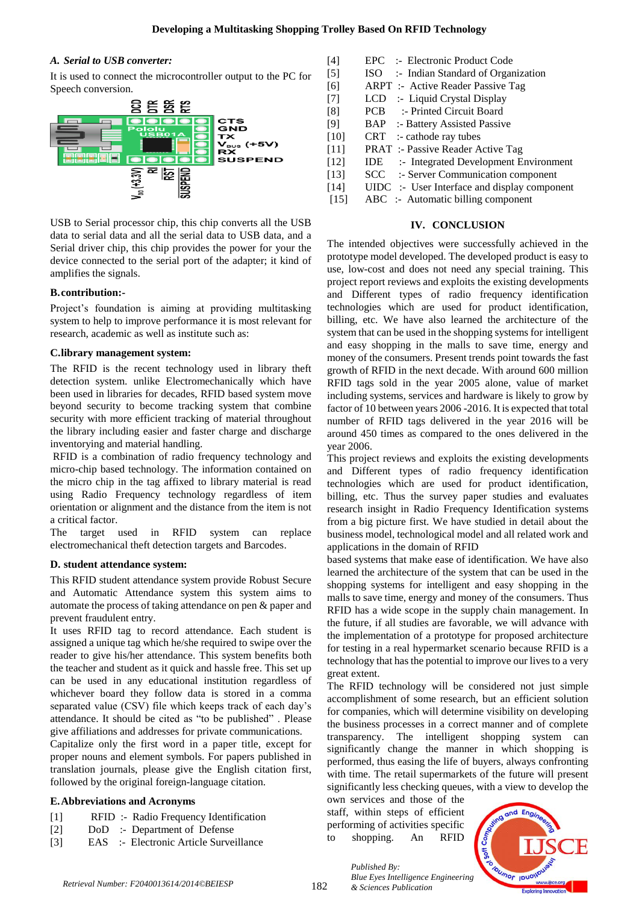### A. Serial to USB converter:

It is used to connect the microcontroller output to the PC for Speech conversion.

USB to Serial processor chip, this chip converts all the USB data to serial data and all the serial data to USB data, and a Serial driver chip, this chip provides the power for your the device connected to the serial port of the adapter; it kind of amplifies the signals.

### B.contribution:-

Project's foundation is aiming at providing multitasking system to help to improve performance it is most relevant for research, academic as well as institute such as:

### C.library management system:

The RFID is the recent technology used in library theft detection system. unlike Electromechanically which have been used in libraries for decades, RFID based system move beyond security to become tracking system that combine security with more efficient tracking of material throughout the library including easier and faster charge and discharge inventorying and material handling.

RFID is a combination of radio frequency technology and micro-chip based technology. The information contained on the micro chip in the tag affixed to library material is read using Radio Frequency technology regardless of item orientation or alignment and the distance from the item is not a critical factor.

The target used in RFID system can replace electromechanical theft detection targets and Barcodes.

### D. student attendance system:

This RFID student attendance system provide Robust Secure and Automatic Attendance system this system aims to automate the process of taking attendance on pen & paper and prevent fraudulent entry.

It uses RFID tag to record attendance. Each student is assigned a unique tag which he/she required to swipe over the reader to give his/her attendance. This system benefits both the teacher and student as it quick and hassle free. This set up can be used in any educational institution regardless of whichever board they follow data is stored in a comma separated value (CSV) file which keeps track of each day's attendance. It should be cited as "to be published" . Please give affiliations and addresses for private communications.

Capitalize only the first word in a paper title, except for proper nouns and element symbols. For papers published in translation journals, please give the English citation first, followed by the original foreign-language citation.

### E.Abbreviations and Acronyms

[1] RFID :- Radio Frequency Identification
[2] DoD :- Department of Defense
[3] EAS :- Electronic Article Surveillance
[4] EPC :- Electronic Product Code
[5] ISO :- Indian Standard of Organization
[6] ARPT :- Active Reader Passive Tag
[7] LCD :- Liquid Crystal Display
[8] PCB :- Printed Circuit Board
[9] BAP :- Battery Assisted Passive
[10] CRT :- cathode ray tubes
[11] PRAT :- Passive Reader Active Tag
[12] IDE :- Integrated Development Environment
[13] SCC :- Server Communication component
[14] UIDC :- User Interface and display component
[15] ABC :- Automatic billing component

## IV. CONCLUSION

The intended objectives were successfully achieved in the prototype model developed. The developed product is easy to use, low-cost and does not need any special training. This project report reviews and exploits the existing developments and Different types of radio frequency identification technologies which are used for product identification, billing, etc. We have also learned the architecture of the system that can be used in the shopping systems for intelligent and easy shopping in the malls to save time, energy and money of the consumers. Present trends point towards the fast growth of RFID in the next decade. With around 600 million RFID tags sold in the year 2005 alone, value of market including systems, services and hardware is likely to grow by factor of 10 between years 2006 -2016. It is expected that total number of RFID tags delivered in the year 2016 will be around 450 times as compared to the ones delivered in the year 2006.

This project reviews and exploits the existing developments and Different types of radio frequency identification technologies which are used for product identification, billing, etc. Thus the survey paper studies and evaluates research insight in Radio Frequency Identification systems from a big picture first. We have studied in detail about the business model, technological model and all related work and applications in the domain of RFID

based systems that make ease of identification. We have also learned the architecture of the system that can be used in the shopping systems for intelligent and easy shopping in the malls to save time, energy and money of the consumers. Thus RFID has a wide scope in the supply chain management. In the future, if all studies are favorable, we will advance with the implementation of a prototype for proposed architecture for testing in a real hypermarket scenario because RFID is a technology that has the potential to improve our lives to a very great extent.

The RFID technology will be considered not just simple accomplishment of some research, but an efficient solution for companies, which will determine visibility on developing the business processes in a correct manner and of complete transparency. The intelligent shopping system can significantly change the manner in which shopping is performed, thus easing the life of buyers, always confronting with time. The retail supermarkets of the future will present significantly less checking queues, with a view to develop the own services and those of the staff, within steps of efficient performing of activities specific to shopping. An RFID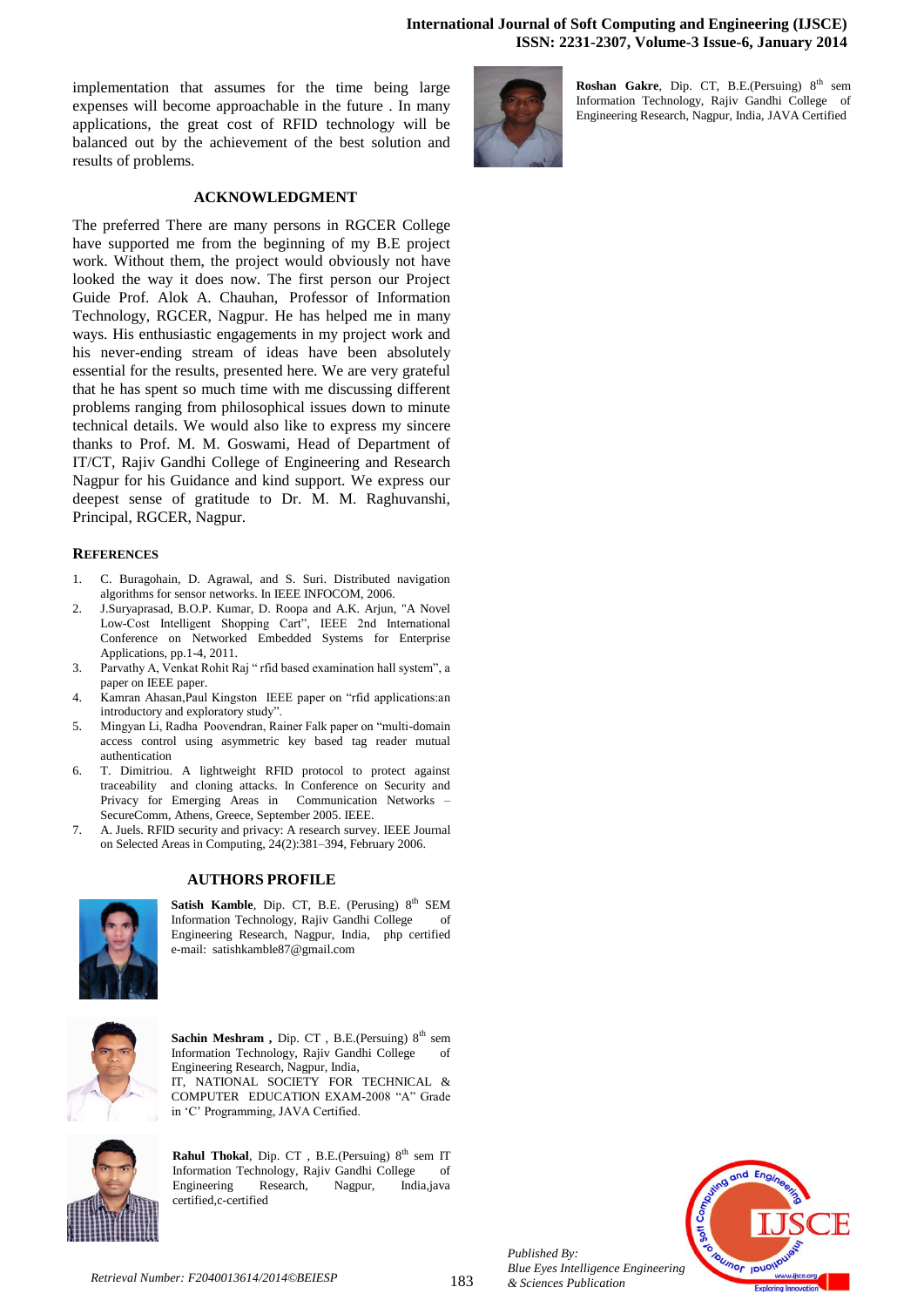implementation that assumes for the time being large expenses will become approachable in the future . In many applications, the great cost of RFID technology will be balanced out by the achievement of the best solution and results of problems.

## ACKNOWLEDGMENT

The preferred There are many persons in RGCER College have supported me from the beginning of my B.E project work. Without them, the project would obviously not have looked the way it does now. The first person our Project Guide Prof. Alok A. Chauhan, Professor of Information Technology, RGCER, Nagpur. He has helped me in many ways. His enthusiastic engagements in my project work and his never-ending stream of ideas have been absolutely essential for the results, presented here. We are very grateful that he has spent so much time with me discussing different problems ranging from philosophical issues down to minute technical details. We would also like to express my sincere thanks to Prof. M. M. Goswami, Head of Department of IT/CT, Rajiv Gandhi College of Engineering and Research Nagpur for his Guidance and kind support. We express our deepest sense of gratitude to Dr. M. M. Raghuvanshi, Principal, RGCER, Nagpur.

## REFERENCES

1. C. Buragohain, D. Agrawal, and S. Suri. Distributed navigation algorithms for sensor networks. In IEEE INFOCOM, 2006.
2. J.Suryaprasad, B.O.P. Kumar, D. Roopa and A.K. Arjun, "A Novel Low-Cost Intelligent Shopping Cart", IEEE 2nd International Conference on Networked Embedded Systems for Enterprise Applications, pp.1-4, 2011.
3. Parvathy A, Venkat Rohit Raj " rfid based examination hall system", a paper on IEEE paper.
4. Kamran Ahasan,Paul Kingston IEEE paper on "rfid applications:an introductory and exploratory study".
5. Mingyan Li, Radha Poovendran, Rainer Falk paper on "multi-domain access control using asymmetric key based tag reader mutual authentication
6. T. Dimitriou. A lightweight RFID protocol to protect against traceability and cloning attacks. In Conference on Security and Privacy for Emerging Areas in Communication Networks – SecureComm, Athens, Greece, September 2005. IEEE.
7. A. Juels. RFID security and privacy: A research survey. IEEE Journal on Selected Areas in Computing, 24(2):381–394, February 2006.

## AUTHORS PROFILE

**Satish Kamble**, Dip. CT, B.E. (Perusing) 8th SEM Information Technology, Rajiv Gandhi College of Engineering Research, Nagpur, India, php certified e-mail: satishkamble87@gmail.com

**Sachin Meshram ,** Dip. CT , B.E.(Persuing) 8th sem Information Technology, Rajiv Gandhi College of Engineering Research, Nagpur, India,
IT, NATIONAL SOCIETY FOR TECHNICAL & COMPUTER EDUCATION EXAM-2008 "A" Grade in 'C' Programming, JAVA Certified.

**Rahul Thokal**, Dip. CT , B.E.(Persuing) 8th sem IT Information Technology, Rajiv Gandhi College of Engineering Research, Nagpur, India,java certified,c-certified

**Roshan Gakre**, Dip. CT, B.E.(Persuing) 8th sem Information Technology, Rajiv Gandhi College of Engineering Research, Nagpur, India, JAVA Certified